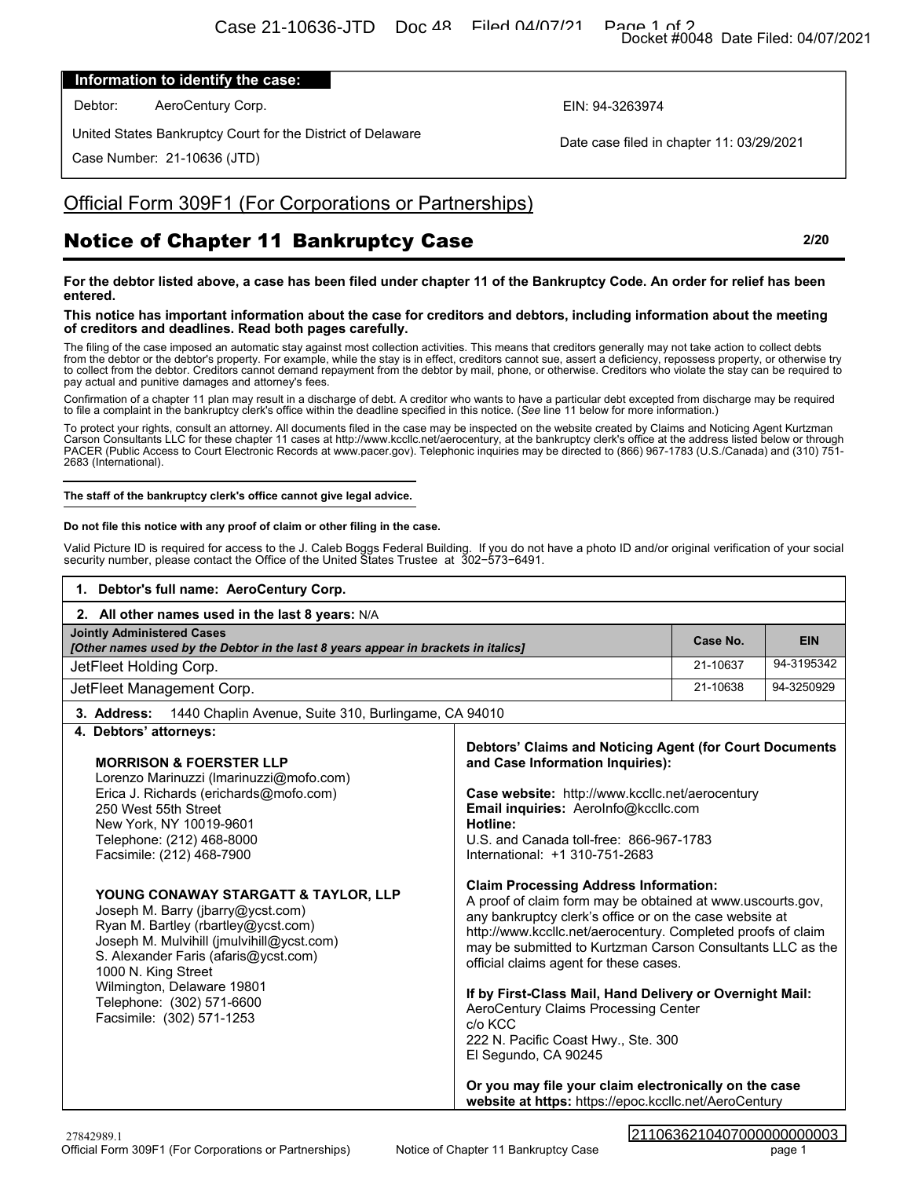## Information to identify the case:

Debtor: AeroCentury Corp.

EIN: 94-3263974

United States Bankruptcy Court for the District of Delaware

Date case filed in chapter 11: 03/29/2021

Case Number: 21-10636 (JTD)

Official Form 309F1 (For Corporations or Partnerships)

# Notice of Chapter 11 Bankruptcy Case

2/20

**For the debtor listed above, a case has been filed under chapter 11 of the Bankruptcy Code. An order for relief has been entered.**

**This notice has important information about the case for creditors and debtors, including information about the meeting of creditors and deadlines. Read both pages carefully.**

The filing of the case imposed an automatic stay against most collection activities. This means that creditors generally may not take action to collect debts from the debtor or the debtor's property. For example, while the stay is in effect, creditors cannot sue, assert a deficiency, repossess property, or otherwise try to collect from the debtor. Creditors cannot demand repayment from the debtor by mail, phone, or otherwise. Creditors who violate the stay can be required to pay actual and punitive damages and attorney's fees.

Confirmation of a chapter 11 plan may result in a discharge of debt. A creditor who wants to have a particular debt excepted from discharge may be required to file a complaint in the bankruptcy clerk's office within the deadline specified in this notice. (*See* line 11 below for more information.)

To protect your rights, consult an attorney. All documents filed in the case may be inspected on the website created by Claims and Noticing Agent Kurtzman Carson Consultants LLC for these chapter 11 cases at http://www.kccllc.net/aerocentury, at the bankruptcy clerk's office at the address listed below or through PACER (Public Access to Court Electronic Records at www.pacer.gov). Telephonic inquiries may be directed to (866) 967-1783 (U.S./Canada) and (310) 751-2683 (International).

**The staff of the bankruptcy clerk's office cannot give legal advice.**

**Do not file this notice with any proof of claim or other filing in the case.**

Valid Picture ID is required for access to the J. Caleb Boggs Federal Building. If you do not have a photo ID and/or original verification of your social security number, please contact the Office of the United States Trustee at 302−573−6491.

**1. Debtor's full name: AeroCentury Corp.**

**2. All other names used in the last 8 years:** N/A

| **Jointly Administered Cases** *[Other names used by the Debtor in the last 8 years appear in brackets in italics]* | **Case No.** | **EIN** |
|---|---|---|
| JetFleet Holding Corp. | 21-10637 | 94-3195342 |
| JetFleet Management Corp. | 21-10638 | 94-3250929 |

**3. Address:** 1440 Chaplin Avenue, Suite 310, Burlingame, CA 94010

**4. Debtors' attorneys:**

**MORRISON & FOERSTER LLP**
Lorenzo Marinuzzi (lmarinuzzi@mofo.com)
Erica J. Richards (erichards@mofo.com)
250 West 55th Street
New York, NY 10019-9601
Telephone: (212) 468-8000
Facsimile: (212) 468-7900

**YOUNG CONAWAY STARGATT & TAYLOR, LLP**
Joseph M. Barry (jbarry@ycst.com)
Ryan M. Bartley (rbartley@ycst.com)
Joseph M. Mulvihill (jmulvihill@ycst.com)
S. Alexander Faris (afaris@ycst.com)
1000 N. King Street
Wilmington, Delaware 19801
Telephone: (302) 571-6600
Facsimile: (302) 571-1253

**Debtors' Claims and Noticing Agent (for Court Documents and Case Information Inquiries):**

**Case website:** http://www.kccllc.net/aerocentury
**Email inquiries:** AeroInfo@kccllc.com
**Hotline:**
U.S. and Canada toll-free: 866-967-1783
International: +1 310-751-2683

**Claim Processing Address Information:**
A proof of claim form may be obtained at www.uscourts.gov, any bankruptcy clerk's office or on the case website at http://www.kccllc.net/aerocentury. Completed proofs of claim may be submitted to Kurtzman Carson Consultants LLC as the official claims agent for these cases.

**If by First-Class Mail, Hand Delivery or Overnight Mail:**
AeroCentury Claims Processing Center
c/o KCC
222 N. Pacific Coast Hwy., Ste. 300
El Segundo, CA 90245

**Or you may file your claim electronically on the case website at https:** https://epoc.kccllc.net/AeroCentury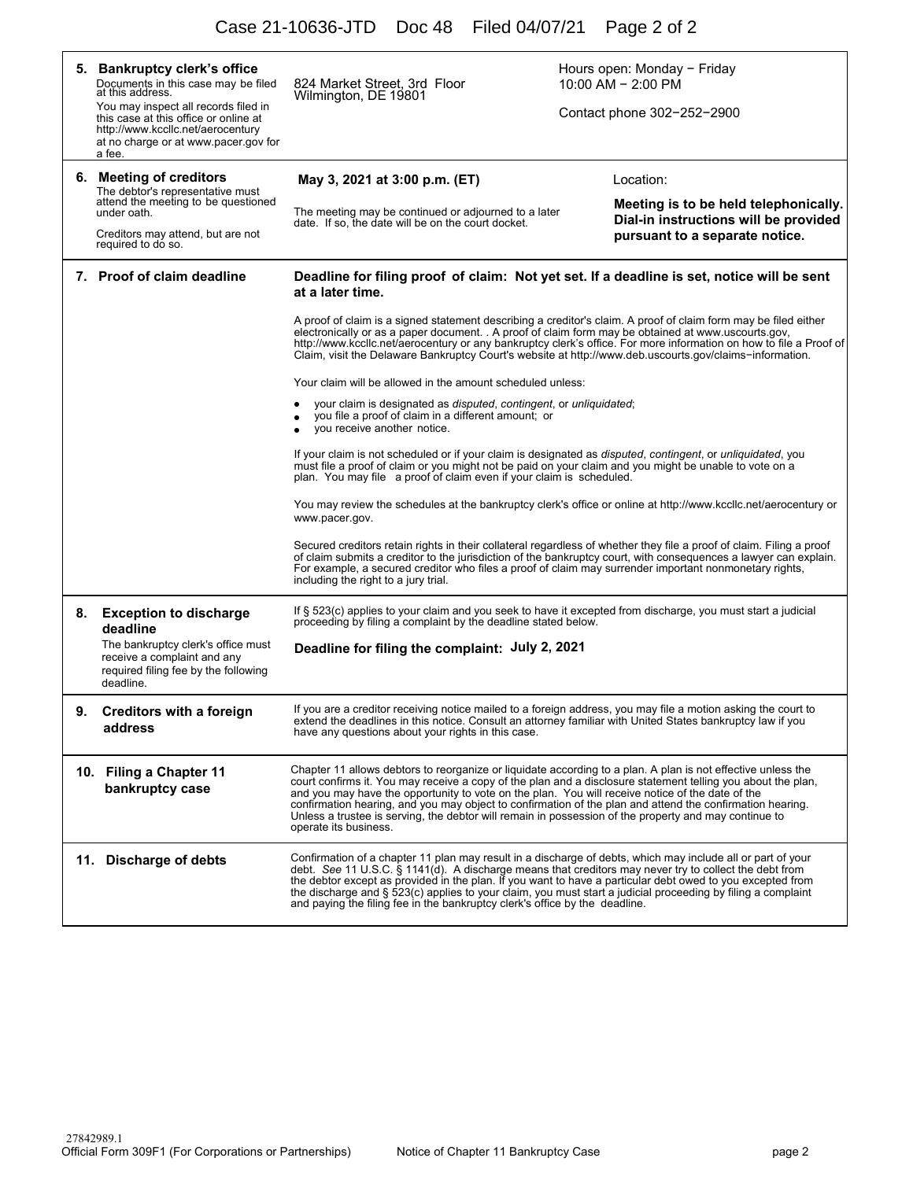| | | |
|---|---|---|
| **5. Bankruptcy clerk's office**<br>Documents in this case may be filed at this address.<br>You may inspect all records filed in this case at this office or online at http://www.kccllc.net/aerocentury at no charge or at www.pacer.gov for a fee. | 824 Market Street, 3rd Floor<br>Wilmington, DE 19801 | Hours open: Monday − Friday<br>10:00 AM − 2:00 PM<br><br>Contact phone 302−252−2900 |
| **6. Meeting of creditors**<br>The debtor's representative must attend the meeting to be questioned under oath.<br>Creditors may attend, but are not required to do so. | **May 3, 2021 at 3:00 p.m. (ET)**<br><br>The meeting may be continued or adjourned to a later date. If so, the date will be on the court docket. | Location:<br><br>**Meeting is to be held telephonically. Dial-in instructions will be provided pursuant to a separate notice.** |

**7. Proof of claim deadline**

**Deadline for filing proof of claim: Not yet set. If a deadline is set, notice will be sent at a later time.**

A proof of claim is a signed statement describing a creditor's claim. A proof of claim form may be filed either electronically or as a paper document. . A proof of claim form may be obtained at www.uscourts.gov, http://www.kccllc.net/aerocentury or any bankruptcy clerk's office. For more information on how to file a Proof of Claim, visit the Delaware Bankruptcy Court's website at http://www.deb.uscourts.gov/claims−information.

Your claim will be allowed in the amount scheduled unless:

- your claim is designated as *disputed*, *contingent*, or *unliquidated*;
- you file a proof of claim in a different amount; or
- you receive another notice.

If your claim is not scheduled or if your claim is designated as *disputed*, *contingent*, or *unliquidated*, you must file a proof of claim or you might not be paid on your claim and you might be unable to vote on a plan. You may file a proof of claim even if your claim is scheduled.

You may review the schedules at the bankruptcy clerk's office or online at http://www.kccllc.net/aerocentury or www.pacer.gov.

Secured creditors retain rights in their collateral regardless of whether they file a proof of claim. Filing a proof of claim submits a creditor to the jurisdiction of the bankruptcy court, with consequences a lawyer can explain. For example, a secured creditor who files a proof of claim may surrender important nonmonetary rights, including the right to a jury trial.

**8. Exception to discharge deadline**

The bankruptcy clerk's office must receive a complaint and any required filing fee by the following deadline.

If § 523(c) applies to your claim and you seek to have it excepted from discharge, you must start a judicial proceeding by filing a complaint by the deadline stated below.

**Deadline for filing the complaint: July 2, 2021**

**9. Creditors with a foreign address**

If you are a creditor receiving notice mailed to a foreign address, you may file a motion asking the court to extend the deadlines in this notice. Consult an attorney familiar with United States bankruptcy law if you have any questions about your rights in this case.

**10. Filing a Chapter 11 bankruptcy case**

Chapter 11 allows debtors to reorganize or liquidate according to a plan. A plan is not effective unless the court confirms it. You may receive a copy of the plan and a disclosure statement telling you about the plan, and you may have the opportunity to vote on the plan. You will receive notice of the date of the confirmation hearing, and you may object to confirmation of the plan and attend the confirmation hearing. Unless a trustee is serving, the debtor will remain in possession of the property and may continue to operate its business.

**11. Discharge of debts**

Confirmation of a chapter 11 plan may result in a discharge of debts, which may include all or part of your debt. *See* 11 U.S.C. § 1141(d). A discharge means that creditors may never try to collect the debt from the debtor except as provided in the plan. If you want to have a particular debt owed to you excepted from the discharge and § 523(c) applies to your claim, you must start a judicial proceeding by filing a complaint and paying the filing fee in the bankruptcy clerk's office by the deadline.

27842989.1